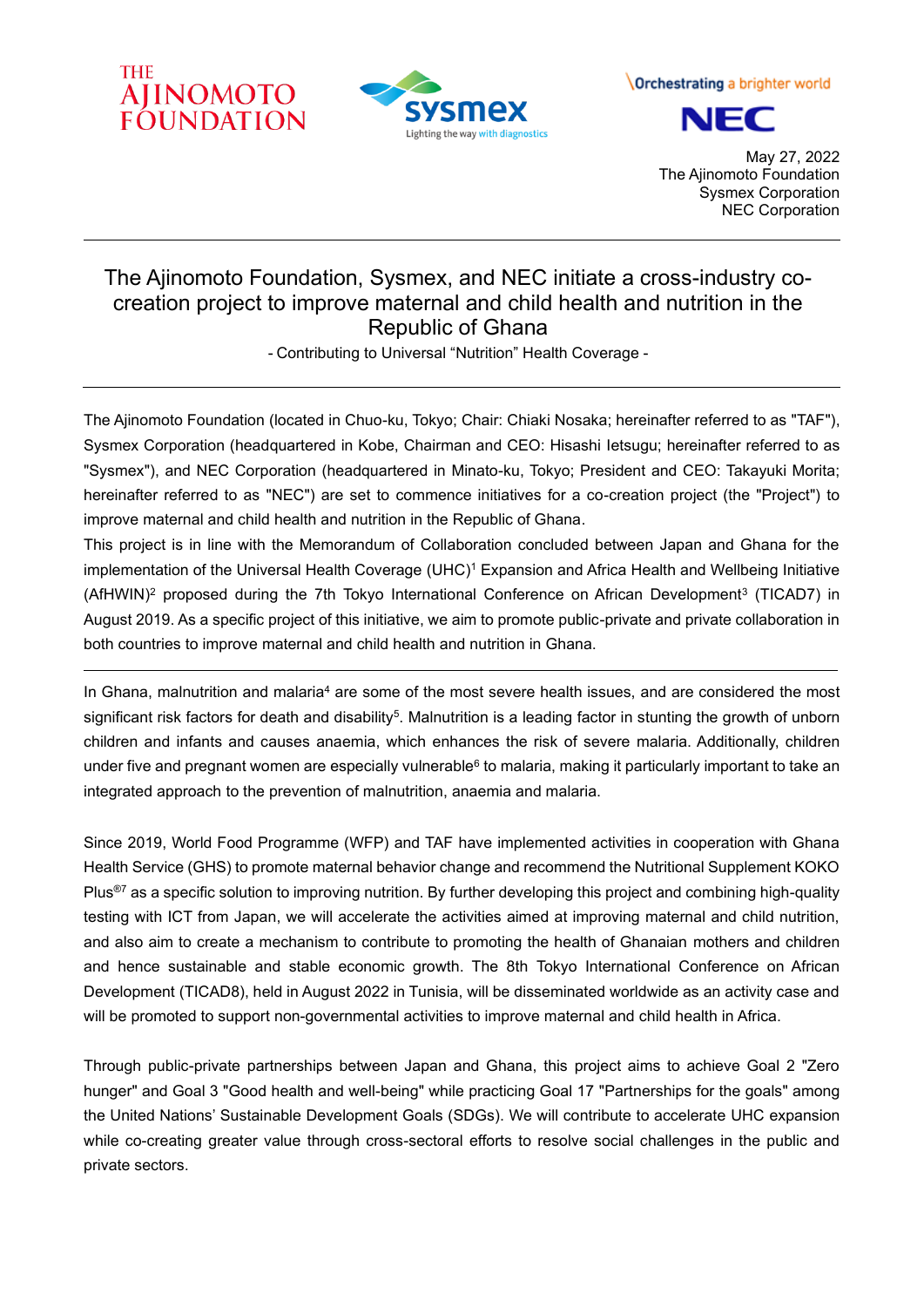THE AJINOMOTO FOUNDATION

sysmex
Lighting the way with diagnostics

Orchestrating a brighter world
NEC

May 27, 2022
The Ajinomoto Foundation
Sysmex Corporation
NEC Corporation

---

# The Ajinomoto Foundation, Sysmex, and NEC initiate a cross-industry co-creation project to improve maternal and child health and nutrition in the Republic of Ghana

- Contributing to Universal "Nutrition" Health Coverage -

---

The Ajinomoto Foundation (located in Chuo-ku, Tokyo; Chair: Chiaki Nosaka; hereinafter referred to as "TAF"), Sysmex Corporation (headquartered in Kobe, Chairman and CEO: Hisashi Ietsugu; hereinafter referred to as "Sysmex"), and NEC Corporation (headquartered in Minato-ku, Tokyo; President and CEO: Takayuki Morita; hereinafter referred to as "NEC") are set to commence initiatives for a co-creation project (the "Project") to improve maternal and child health and nutrition in the Republic of Ghana.
This project is in line with the Memorandum of Collaboration concluded between Japan and Ghana for the implementation of the Universal Health Coverage (UHC)[1] Expansion and Africa Health and Wellbeing Initiative (AfHWIN)[2] proposed during the 7th Tokyo International Conference on African Development[3] (TICAD7) in August 2019. As a specific project of this initiative, we aim to promote public-private and private collaboration in both countries to improve maternal and child health and nutrition in Ghana.

---

In Ghana, malnutrition and malaria[4] are some of the most severe health issues, and are considered the most significant risk factors for death and disability[5]. Malnutrition is a leading factor in stunting the growth of unborn children and infants and causes anaemia, which enhances the risk of severe malaria. Additionally, children under five and pregnant women are especially vulnerable[6] to malaria, making it particularly important to take an integrated approach to the prevention of malnutrition, anaemia and malaria.

Since 2019, World Food Programme (WFP) and TAF have implemented activities in cooperation with Ghana Health Service (GHS) to promote maternal behavior change and recommend the Nutritional Supplement KOKO Plus®[7] as a specific solution to improving nutrition. By further developing this project and combining high-quality testing with ICT from Japan, we will accelerate the activities aimed at improving maternal and child nutrition, and also aim to create a mechanism to contribute to promoting the health of Ghanaian mothers and children and hence sustainable and stable economic growth. The 8th Tokyo International Conference on African Development (TICAD8), held in August 2022 in Tunisia, will be disseminated worldwide as an activity case and will be promoted to support non-governmental activities to improve maternal and child health in Africa.

Through public-private partnerships between Japan and Ghana, this project aims to achieve Goal 2 "Zero hunger" and Goal 3 "Good health and well-being" while practicing Goal 17 "Partnerships for the goals" among the United Nations' Sustainable Development Goals (SDGs). We will contribute to accelerate UHC expansion while co-creating greater value through cross-sectoral efforts to resolve social challenges in the public and private sectors.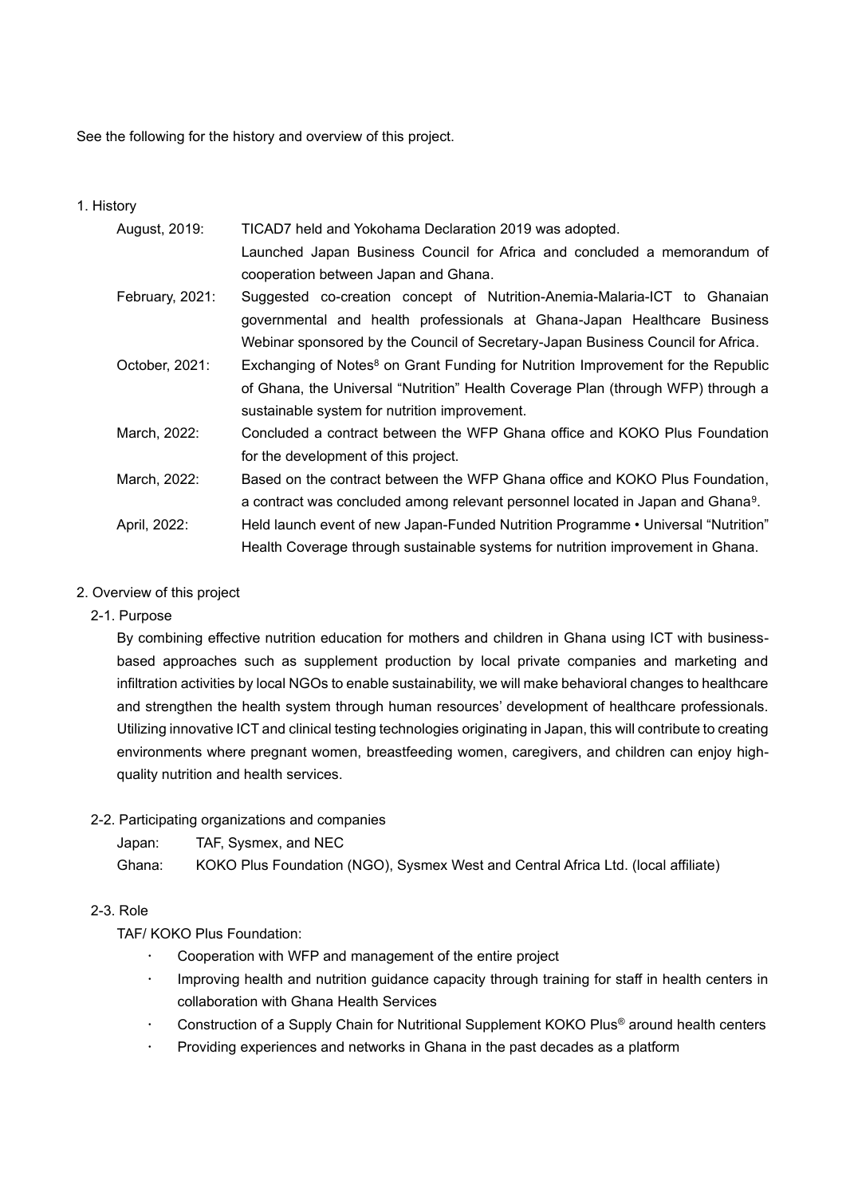See the following for the history and overview of this project.

1. History

| | |
|---|---|
| August, 2019: | TICAD7 held and Yokohama Declaration 2019 was adopted. Launched Japan Business Council for Africa and concluded a memorandum of cooperation between Japan and Ghana. |
| February, 2021: | Suggested co-creation concept of Nutrition-Anemia-Malaria-ICT to Ghanaian governmental and health professionals at Ghana-Japan Healthcare Business Webinar sponsored by the Council of Secretary-Japan Business Council for Africa. |
| October, 2021: | Exchanging of Notes[8] on Grant Funding for Nutrition Improvement for the Republic of Ghana, the Universal "Nutrition" Health Coverage Plan (through WFP) through a sustainable system for nutrition improvement. |
| March, 2022: | Concluded a contract between the WFP Ghana office and KOKO Plus Foundation for the development of this project. |
| March, 2022: | Based on the contract between the WFP Ghana office and KOKO Plus Foundation, a contract was concluded among relevant personnel located in Japan and Ghana[9]. |
| April, 2022: | Held launch event of new Japan-Funded Nutrition Programme • Universal "Nutrition" Health Coverage through sustainable systems for nutrition improvement in Ghana. |

2. Overview of this project

2-1. Purpose

By combining effective nutrition education for mothers and children in Ghana using ICT with business-based approaches such as supplement production by local private companies and marketing and infiltration activities by local NGOs to enable sustainability, we will make behavioral changes to healthcare and strengthen the health system through human resources' development of healthcare professionals. Utilizing innovative ICT and clinical testing technologies originating in Japan, this will contribute to creating environments where pregnant women, breastfeeding women, caregivers, and children can enjoy high-quality nutrition and health services.

2-2. Participating organizations and companies

Japan: TAF, Sysmex, and NEC

Ghana: KOKO Plus Foundation (NGO), Sysmex West and Central Africa Ltd. (local affiliate)

2-3. Role

TAF/ KOKO Plus Foundation:

- Cooperation with WFP and management of the entire project
- Improving health and nutrition guidance capacity through training for staff in health centers in collaboration with Ghana Health Services
- Construction of a Supply Chain for Nutritional Supplement KOKO Plus® around health centers
- Providing experiences and networks in Ghana in the past decades as a platform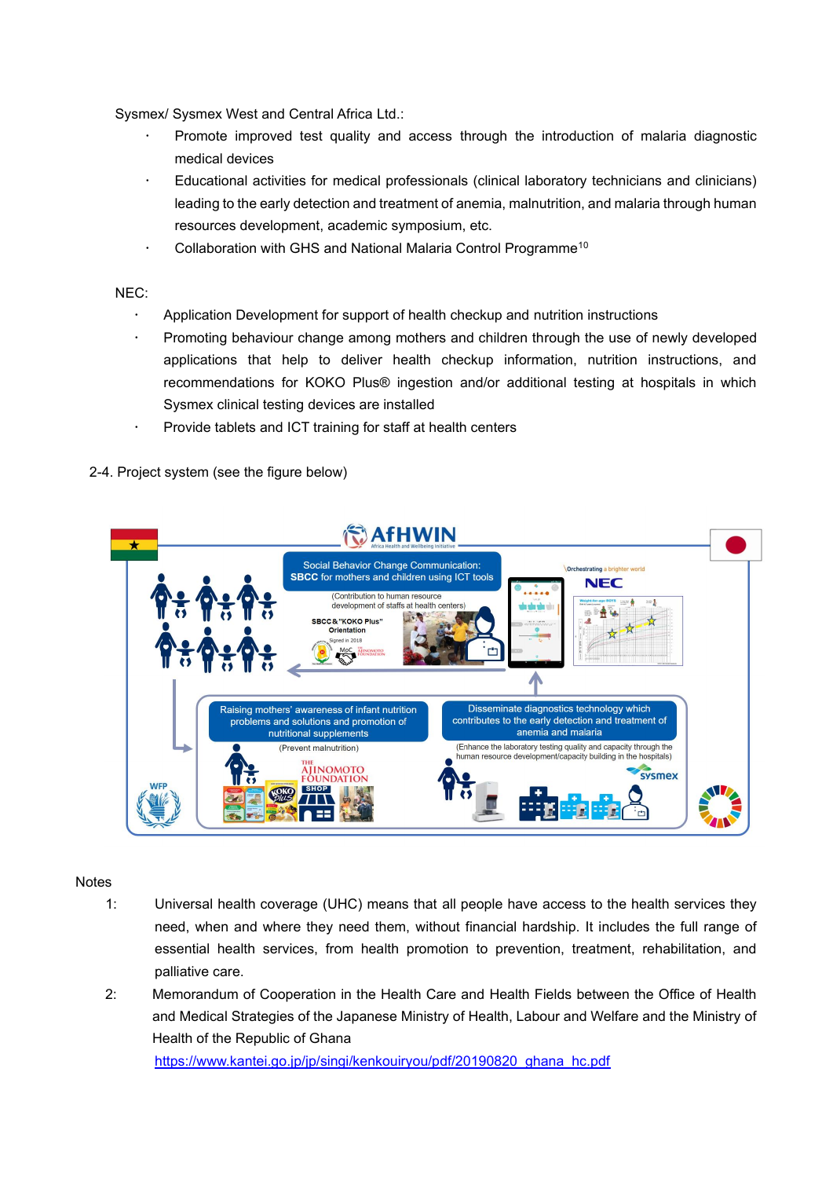Sysmex/ Sysmex West and Central Africa Ltd.:

- Promote improved test quality and access through the introduction of malaria diagnostic medical devices
- Educational activities for medical professionals (clinical laboratory technicians and clinicians) leading to the early detection and treatment of anemia, malnutrition, and malaria through human resources development, academic symposium, etc.
- Collaboration with GHS and National Malaria Control Programme[10]

NEC:

- Application Development for support of health checkup and nutrition instructions
- Promoting behaviour change among mothers and children through the use of newly developed applications that help to deliver health checkup information, nutrition instructions, and recommendations for KOKO Plus® ingestion and/or additional testing at hospitals in which Sysmex clinical testing devices are installed
- Provide tablets and ICT training for staff at health centers

2-4. Project system (see the figure below)

Notes

1: Universal health coverage (UHC) means that all people have access to the health services they need, when and where they need them, without financial hardship. It includes the full range of essential health services, from health promotion to prevention, treatment, rehabilitation, and palliative care.

2: Memorandum of Cooperation in the Health Care and Health Fields between the Office of Health and Medical Strategies of the Japanese Ministry of Health, Labour and Welfare and the Ministry of Health of the Republic of Ghana
https://www.kantei.go.jp/jp/singi/kenkouiryou/pdf/20190820_ghana_hc.pdf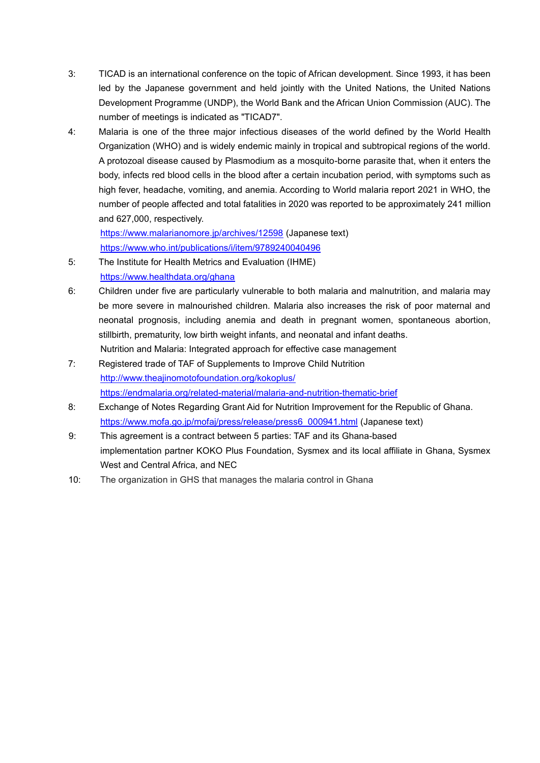3: TICAD is an international conference on the topic of African development. Since 1993, it has been led by the Japanese government and held jointly with the United Nations, the United Nations Development Programme (UNDP), the World Bank and the African Union Commission (AUC). The number of meetings is indicated as "TICAD7".

4: Malaria is one of the three major infectious diseases of the world defined by the World Health Organization (WHO) and is widely endemic mainly in tropical and subtropical regions of the world. A protozoal disease caused by Plasmodium as a mosquito-borne parasite that, when it enters the body, infects red blood cells in the blood after a certain incubation period, with symptoms such as high fever, headache, vomiting, and anemia. According to World malaria report 2021 in WHO, the number of people affected and total fatalities in 2020 was reported to be approximately 241 million and 627,000, respectively.
https://www.malarianomore.jp/archives/12598 (Japanese text)
https://www.who.int/publications/i/item/9789240040496

5: The Institute for Health Metrics and Evaluation (IHME)
https://www.healthdata.org/ghana

6: Children under five are particularly vulnerable to both malaria and malnutrition, and malaria may be more severe in malnourished children. Malaria also increases the risk of poor maternal and neonatal prognosis, including anemia and death in pregnant women, spontaneous abortion, stillbirth, prematurity, low birth weight infants, and neonatal and infant deaths.
Nutrition and Malaria: Integrated approach for effective case management

7: Registered trade of TAF of Supplements to Improve Child Nutrition
http://www.theajinomotofoundation.org/kokoplus/
https://endmalaria.org/related-material/malaria-and-nutrition-thematic-brief

8: Exchange of Notes Regarding Grant Aid for Nutrition Improvement for the Republic of Ghana.
https://www.mofa.go.jp/mofaj/press/release/press6_000941.html (Japanese text)

9: This agreement is a contract between 5 parties: TAF and its Ghana-based implementation partner KOKO Plus Foundation, Sysmex and its local affiliate in Ghana, Sysmex West and Central Africa, and NEC

10: The organization in GHS that manages the malaria control in Ghana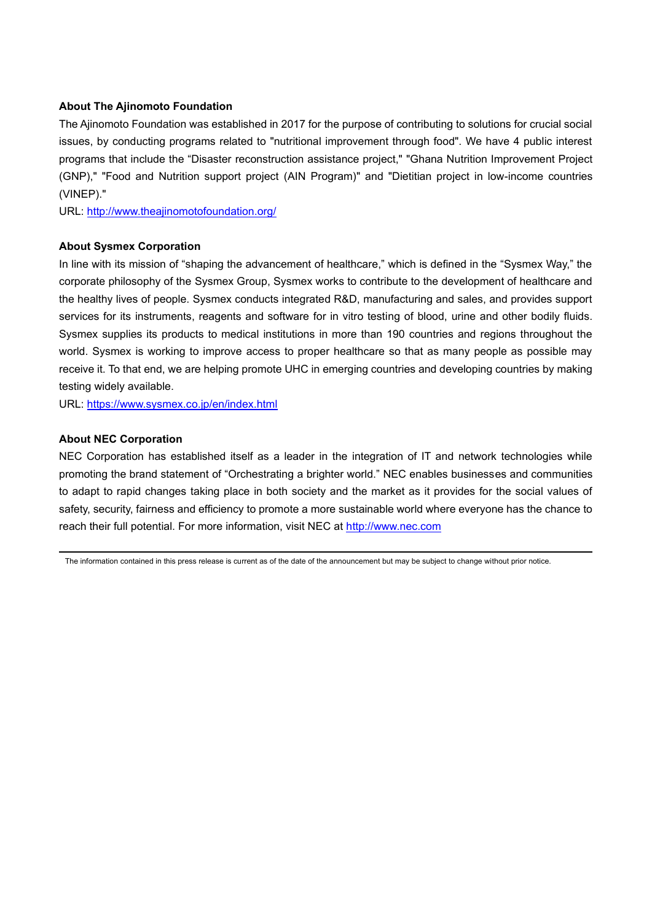**About The Ajinomoto Foundation**

The Ajinomoto Foundation was established in 2017 for the purpose of contributing to solutions for crucial social issues, by conducting programs related to "nutritional improvement through food". We have 4 public interest programs that include the "Disaster reconstruction assistance project," "Ghana Nutrition Improvement Project (GNP)," "Food and Nutrition support project (AIN Program)" and "Dietitian project in low-income countries (VINEP)."

URL: http://www.theajinomotofoundation.org/

**About Sysmex Corporation**

In line with its mission of "shaping the advancement of healthcare," which is defined in the "Sysmex Way," the corporate philosophy of the Sysmex Group, Sysmex works to contribute to the development of healthcare and the healthy lives of people. Sysmex conducts integrated R&D, manufacturing and sales, and provides support services for its instruments, reagents and software for in vitro testing of blood, urine and other bodily fluids. Sysmex supplies its products to medical institutions in more than 190 countries and regions throughout the world. Sysmex is working to improve access to proper healthcare so that as many people as possible may receive it. To that end, we are helping promote UHC in emerging countries and developing countries by making testing widely available.

URL: https://www.sysmex.co.jp/en/index.html

**About NEC Corporation**

NEC Corporation has established itself as a leader in the integration of IT and network technologies while promoting the brand statement of "Orchestrating a brighter world." NEC enables businesses and communities to adapt to rapid changes taking place in both society and the market as it provides for the social values of safety, security, fairness and efficiency to promote a more sustainable world where everyone has the chance to reach their full potential. For more information, visit NEC at http://www.nec.com

---

The information contained in this press release is current as of the date of the announcement but may be subject to change without prior notice.